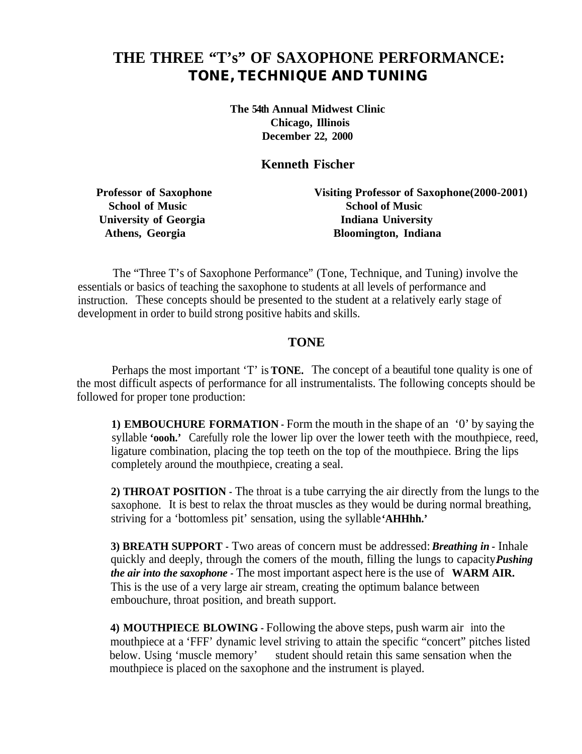# THE THREE "T's" OF SAXOPHONE PERFORMANCE: TONE, TECHNIQUE AND TUNING

**The 54th Annual Midwest Clinic**
**Chicago, Illinois**
**December 22, 2000**

## Kenneth Fischer

**Professor of Saxophone**
**School of Music**
**University of Georgia**
**Athens, Georgia**

**Visiting Professor of Saxophone(2000-2001)**
**School of Music**
**Indiana University**
**Bloomington, Indiana**

The "Three T's of Saxophone Performance" (Tone, Technique, and Tuning) involve the essentials or basics of teaching the saxophone to students at all levels of performance and instruction. These concepts should be presented to the student at a relatively early stage of development in order to build strong positive habits and skills.

## TONE

Perhaps the most important 'T' is **TONE.** The concept of a beautiful tone quality is one of the most difficult aspects of performance for all instrumentalists. The following concepts should be followed for proper tone production:

**1) EMBOUCHURE FORMATION** - Form the mouth in the shape of an '0' by saying the syllable **'oooh.'** Carefully role the lower lip over the lower teeth with the mouthpiece, reed, ligature combination, placing the top teeth on the top of the mouthpiece. Bring the lips completely around the mouthpiece, creating a seal.

**2) THROAT POSITION** - The throat is a tube carrying the air directly from the lungs to the saxophone. It is best to relax the throat muscles as they would be during normal breathing, striving for a 'bottomless pit' sensation, using the syllable **'AHHhh.'**

**3) BREATH SUPPORT** - Two areas of concern must be addressed: ***Breathing in*** - Inhale quickly and deeply, through the comers of the mouth, filling the lungs to capacity ***Pushing the air into the saxophone*** - The most important aspect here is the use of **WARM AIR.** This is the use of a very large air stream, creating the optimum balance between embouchure, throat position, and breath support.

**4) MOUTHPIECE BLOWING** - Following the above steps, push warm air into the mouthpiece at a 'FFF' dynamic level striving to attain the specific "concert" pitches listed below. Using 'muscle memory' student should retain this same sensation when the mouthpiece is placed on the saxophone and the instrument is played.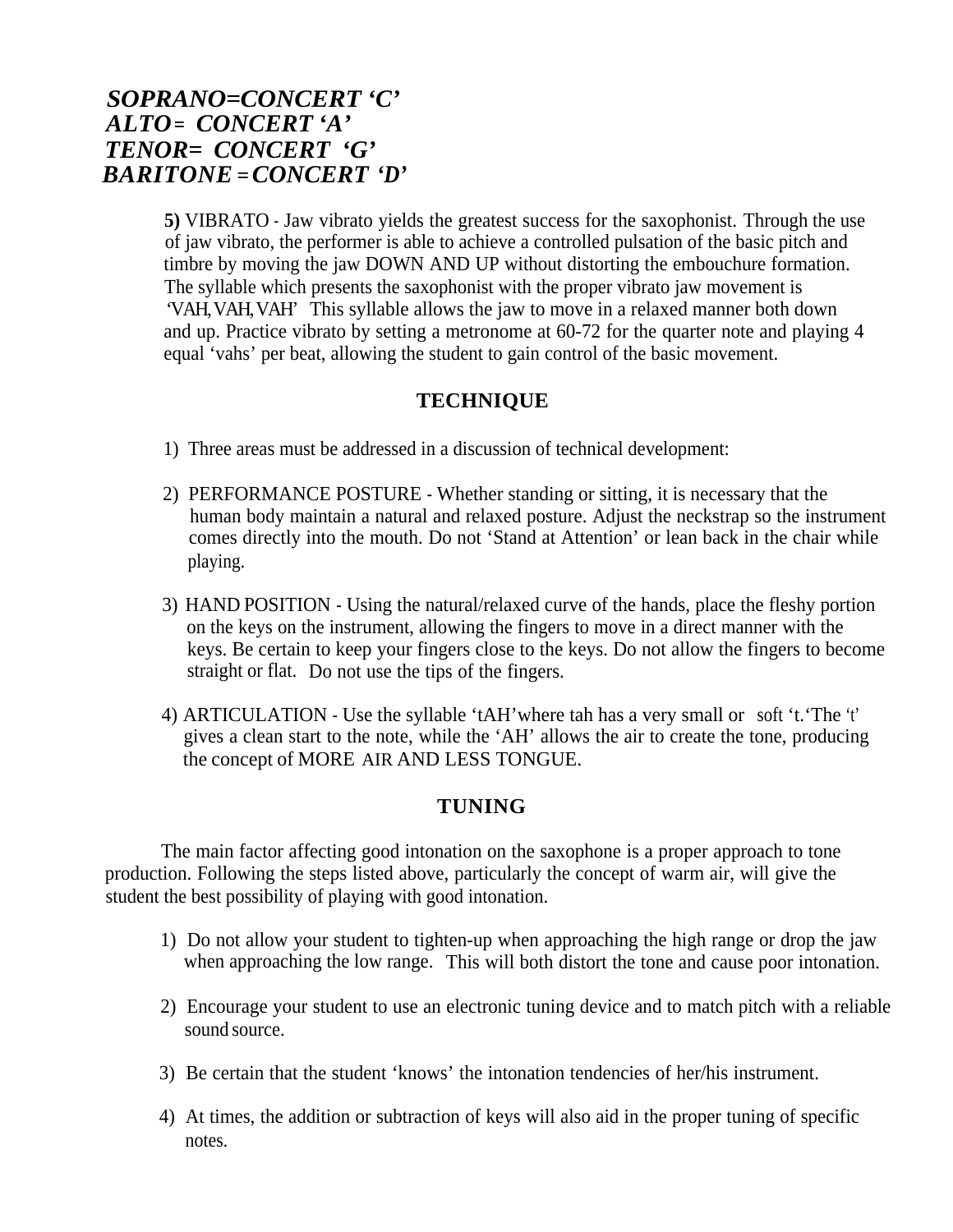***SOPRANO=CONCERT 'C'***
***ALTO= CONCERT 'A'***
***TENOR= CONCERT 'G'***
***BARITONE =CONCERT 'D'***

**5)** VIBRATO - Jaw vibrato yields the greatest success for the saxophonist. Through the use of jaw vibrato, the performer is able to achieve a controlled pulsation of the basic pitch and timbre by moving the jaw DOWN AND UP without distorting the embouchure formation. The syllable which presents the saxophonist with the proper vibrato jaw movement is 'VAH, VAH, VAH' This syllable allows the jaw to move in a relaxed manner both down and up. Practice vibrato by setting a metronome at 60-72 for the quarter note and playing 4 equal 'vahs' per beat, allowing the student to gain control of the basic movement.

## TECHNIQUE

1) Three areas must be addressed in a discussion of technical development:

2) PERFORMANCE POSTURE - Whether standing or sitting, it is necessary that the human body maintain a natural and relaxed posture. Adjust the neckstrap so the instrument comes directly into the mouth. Do not 'Stand at Attention' or lean back in the chair while playing.

3) HAND POSITION - Using the natural/relaxed curve of the hands, place the fleshy portion on the keys on the instrument, allowing the fingers to move in a direct manner with the keys. Be certain to keep your fingers close to the keys. Do not allow the fingers to become straight or flat. Do not use the tips of the fingers.

4) ARTICULATION - Use the syllable 'tAH' where tah has a very small or soft 't.' The 't' gives a clean start to the note, while the 'AH' allows the air to create the tone, producing the concept of MORE AIR AND LESS TONGUE.

## TUNING

The main factor affecting good intonation on the saxophone is a proper approach to tone production. Following the steps listed above, particularly the concept of warm air, will give the student the best possibility of playing with good intonation.

1) Do not allow your student to tighten-up when approaching the high range or drop the jaw when approaching the low range. This will both distort the tone and cause poor intonation.

2) Encourage your student to use an electronic tuning device and to match pitch with a reliable sound source.

3) Be certain that the student 'knows' the intonation tendencies of her/his instrument.

4) At times, the addition or subtraction of keys will also aid in the proper tuning of specific notes.